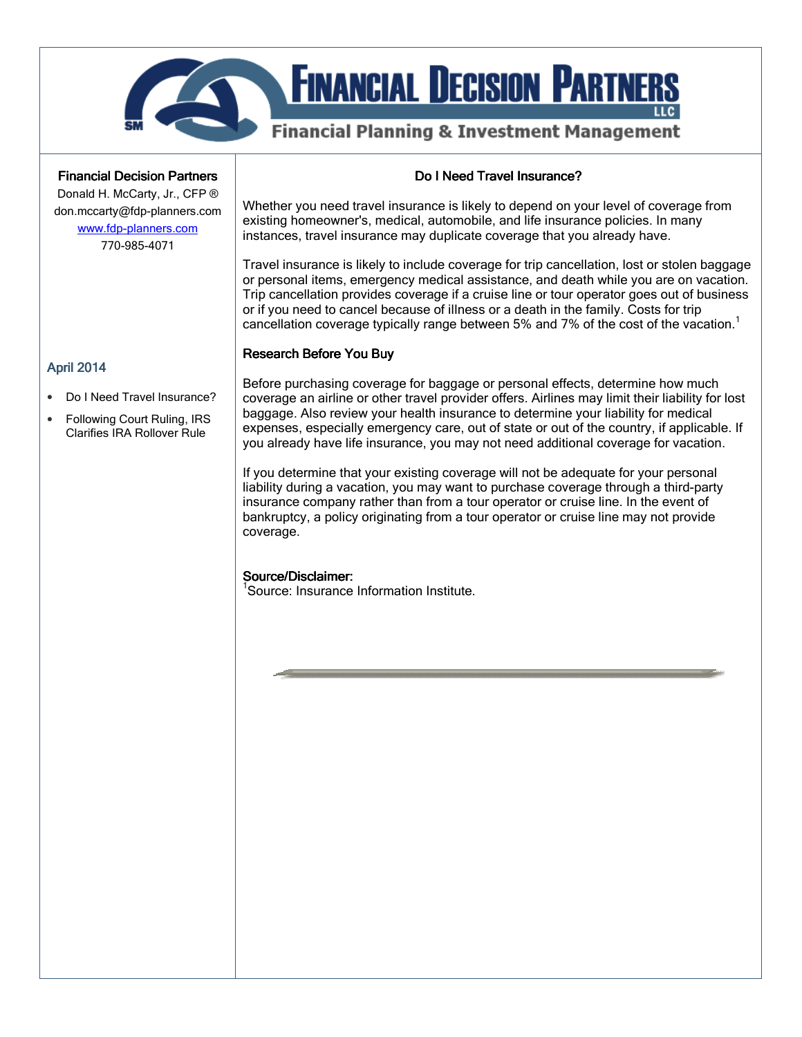# Financial Decision Partners LLC

Financial Planning & Investment Management

**Financial Decision Partners**
Donald H. McCarty, Jr., CFP ®
don.mccarty@fdp-planners.com
www.fdp-planners.com
770-985-4071

## April 2014

- Do I Need Travel Insurance?
- Following Court Ruling, IRS Clarifies IRA Rollover Rule

## Do I Need Travel Insurance?

Whether you need travel insurance is likely to depend on your level of coverage from existing homeowner's, medical, automobile, and life insurance policies. In many instances, travel insurance may duplicate coverage that you already have.

Travel insurance is likely to include coverage for trip cancellation, lost or stolen baggage or personal items, emergency medical assistance, and death while you are on vacation. Trip cancellation provides coverage if a cruise line or tour operator goes out of business or if you need to cancel because of illness or a death in the family. Costs for trip cancellation coverage typically range between 5% and 7% of the cost of the vacation.[1]

### Research Before You Buy

Before purchasing coverage for baggage or personal effects, determine how much coverage an airline or other travel provider offers. Airlines may limit their liability for lost baggage. Also review your health insurance to determine your liability for medical expenses, especially emergency care, out of state or out of the country, if applicable. If you already have life insurance, you may not need additional coverage for vacation.

If you determine that your existing coverage will not be adequate for your personal liability during a vacation, you may want to purchase coverage through a third-party insurance company rather than from a tour operator or cruise line. In the event of bankruptcy, a policy originating from a tour operator or cruise line may not provide coverage.

**Source/Disclaimer:**
[1]Source: Insurance Information Institute.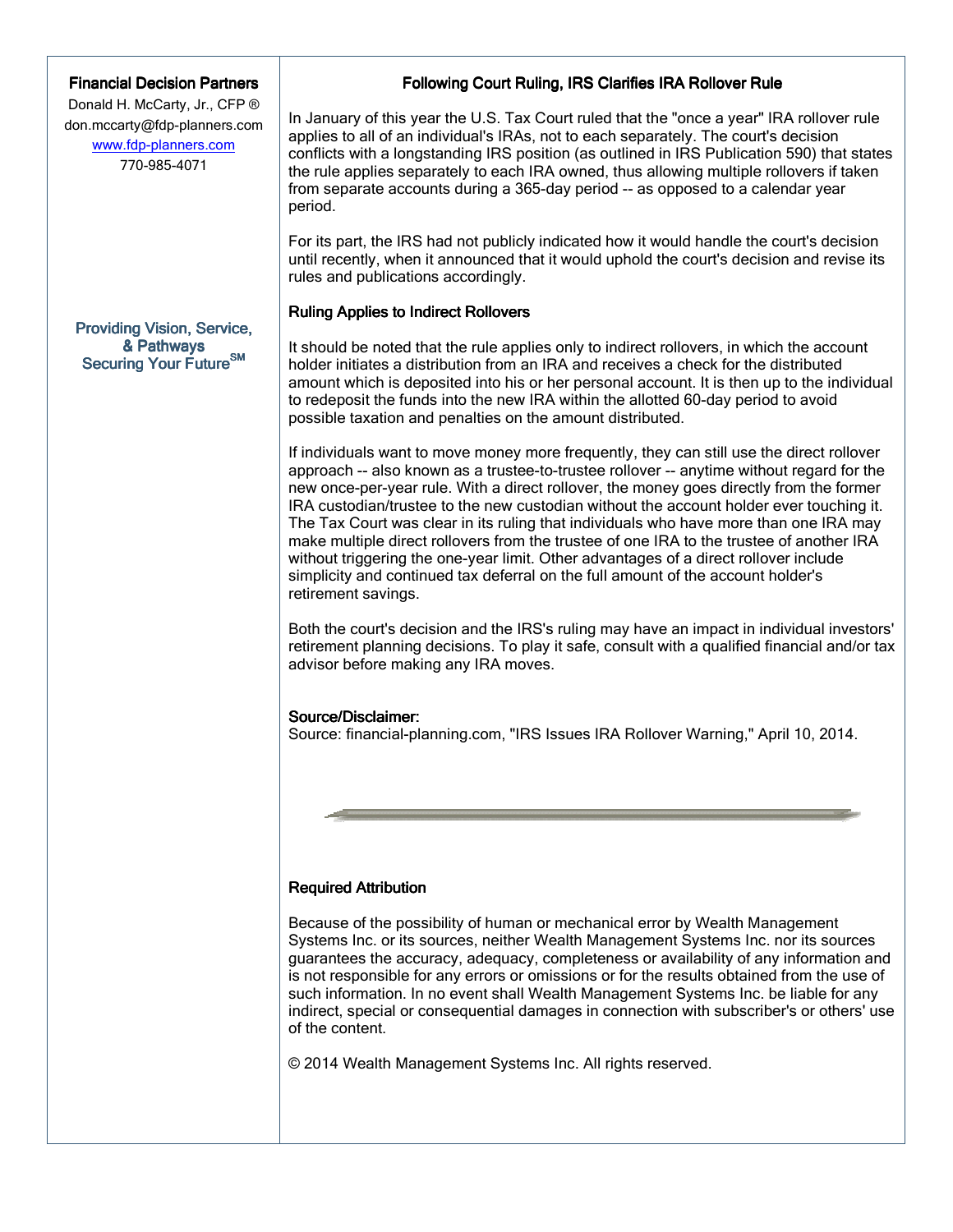**Financial Decision Partners**
Donald H. McCarty, Jr., CFP ®
don.mccarty@fdp-planners.com
www.fdp-planners.com
770-985-4071

Providing Vision, Service, & Pathways
Securing Your Future℠

## Following Court Ruling, IRS Clarifies IRA Rollover Rule

In January of this year the U.S. Tax Court ruled that the "once a year" IRA rollover rule applies to all of an individual's IRAs, not to each separately. The court's decision conflicts with a longstanding IRS position (as outlined in IRS Publication 590) that states the rule applies separately to each IRA owned, thus allowing multiple rollovers if taken from separate accounts during a 365-day period -- as opposed to a calendar year period.

For its part, the IRS had not publicly indicated how it would handle the court's decision until recently, when it announced that it would uphold the court's decision and revise its rules and publications accordingly.

### Ruling Applies to Indirect Rollovers

It should be noted that the rule applies only to indirect rollovers, in which the account holder initiates a distribution from an IRA and receives a check for the distributed amount which is deposited into his or her personal account. It is then up to the individual to redeposit the funds into the new IRA within the allotted 60-day period to avoid possible taxation and penalties on the amount distributed.

If individuals want to move money more frequently, they can still use the direct rollover approach -- also known as a trustee-to-trustee rollover -- anytime without regard for the new once-per-year rule. With a direct rollover, the money goes directly from the former IRA custodian/trustee to the new custodian without the account holder ever touching it. The Tax Court was clear in its ruling that individuals who have more than one IRA may make multiple direct rollovers from the trustee of one IRA to the trustee of another IRA without triggering the one-year limit. Other advantages of a direct rollover include simplicity and continued tax deferral on the full amount of the account holder's retirement savings.

Both the court's decision and the IRS's ruling may have an impact in individual investors' retirement planning decisions. To play it safe, consult with a qualified financial and/or tax advisor before making any IRA moves.

**Source/Disclaimer:**
Source: financial-planning.com, "IRS Issues IRA Rollover Warning," April 10, 2014.

---

### Required Attribution

Because of the possibility of human or mechanical error by Wealth Management Systems Inc. or its sources, neither Wealth Management Systems Inc. nor its sources guarantees the accuracy, adequacy, completeness or availability of any information and is not responsible for any errors or omissions or for the results obtained from the use of such information. In no event shall Wealth Management Systems Inc. be liable for any indirect, special or consequential damages in connection with subscriber's or others' use of the content.

© 2014 Wealth Management Systems Inc. All rights reserved.